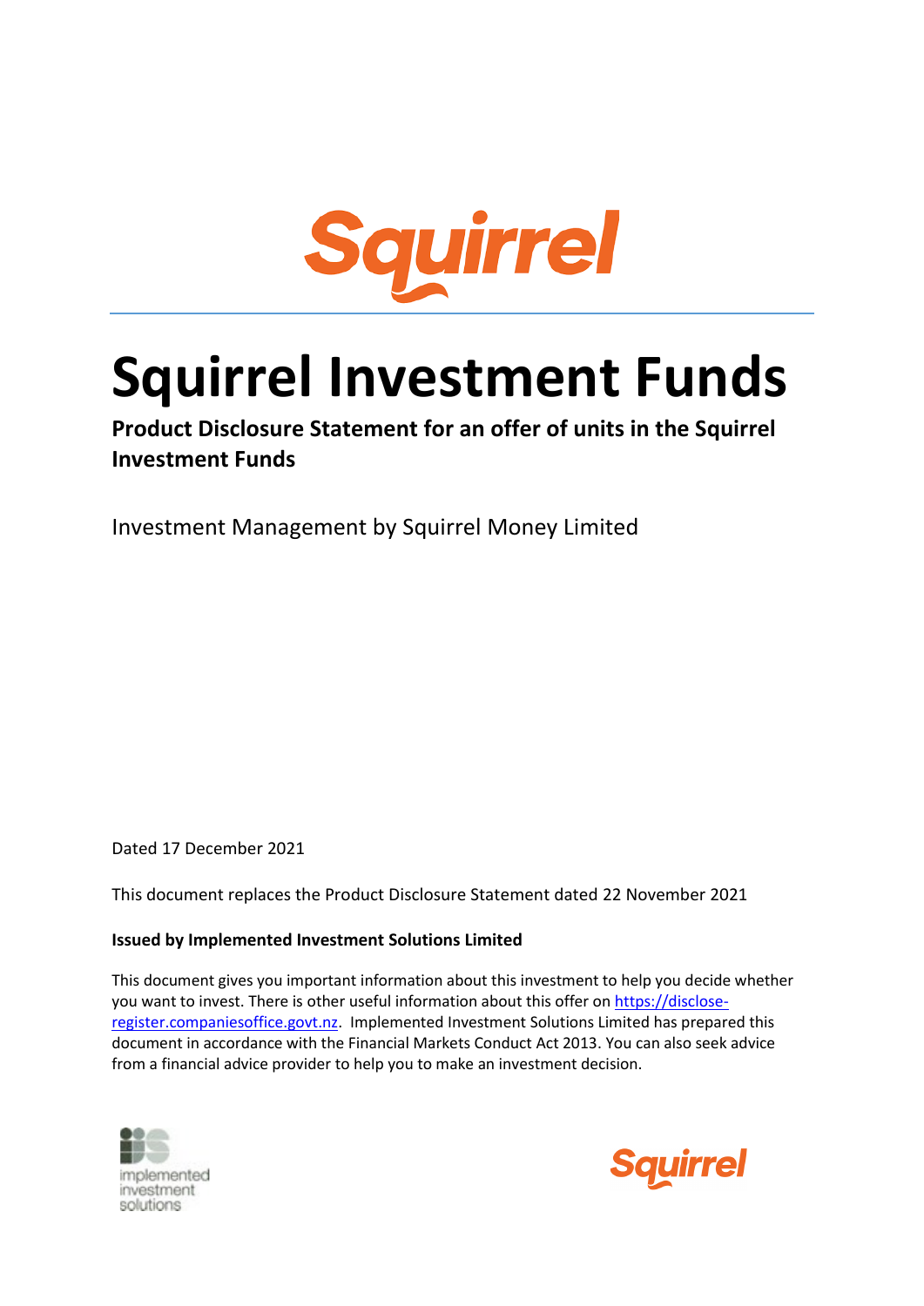# Squirrel Investment Funds

**Product Disclosure Statement for an offer of units in the Squirrel Investment Funds**

Investment Management by Squirrel Money Limited

Dated 17 December 2021

This document replaces the Product Disclosure Statement dated 22 November 2021

**Issued by Implemented Investment Solutions Limited**

This document gives you important information about this investment to help you decide whether you want to invest. There is other useful information about this offer on https://disclose-register.companiesoffice.govt.nz. Implemented Investment Solutions Limited has prepared this document in accordance with the Financial Markets Conduct Act 2013. You can also seek advice from a financial advice provider to help you to make an investment decision.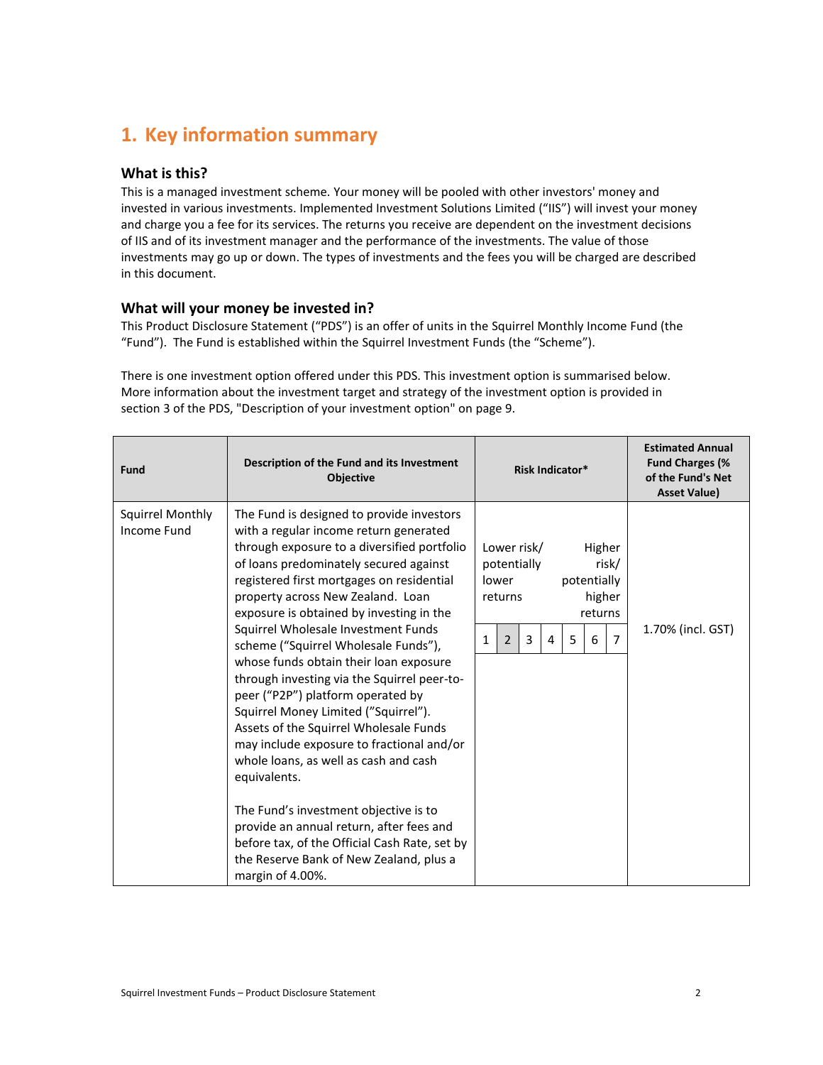## 1. Key information summary

### What is this?

This is a managed investment scheme. Your money will be pooled with other investors' money and invested in various investments. Implemented Investment Solutions Limited ("IIS") will invest your money and charge you a fee for its services. The returns you receive are dependent on the investment decisions of IIS and of its investment manager and the performance of the investments. The value of those investments may go up or down. The types of investments and the fees you will be charged are described in this document.

### What will your money be invested in?

This Product Disclosure Statement ("PDS") is an offer of units in the Squirrel Monthly Income Fund (the "Fund"). The Fund is established within the Squirrel Investment Funds (the "Scheme").

There is one investment option offered under this PDS. This investment option is summarised below. More information about the investment target and strategy of the investment option is provided in section 3 of the PDS, "Description of your investment option" on page 9.

| Fund | Description of the Fund and its Investment Objective | Risk Indicator* | Estimated Annual Fund Charges (% of the Fund's Net Asset Value) |
|---|---|---|---|
| Squirrel Monthly Income Fund | The Fund is designed to provide investors with a regular income return generated through exposure to a diversified portfolio of loans predominately secured against registered first mortgages on residential property across New Zealand. Loan exposure is obtained by investing in the Squirrel Wholesale Investment Funds scheme ("Squirrel Wholesale Funds"), whose funds obtain their loan exposure through investing via the Squirrel peer-to-peer ("P2P") platform operated by Squirrel Money Limited ("Squirrel"). Assets of the Squirrel Wholesale Funds may include exposure to fractional and/or whole loans, as well as cash and cash equivalents.<br><br>The Fund's investment objective is to provide an annual return, after fees and before tax, of the Official Cash Rate, set by the Reserve Bank of New Zealand, plus a margin of 4.00%. | Lower risk/ potentially lower returns — Higher risk/ potentially higher returns<br>1 **[2]** 3 4 5 6 7 | 1.70% (incl. GST) |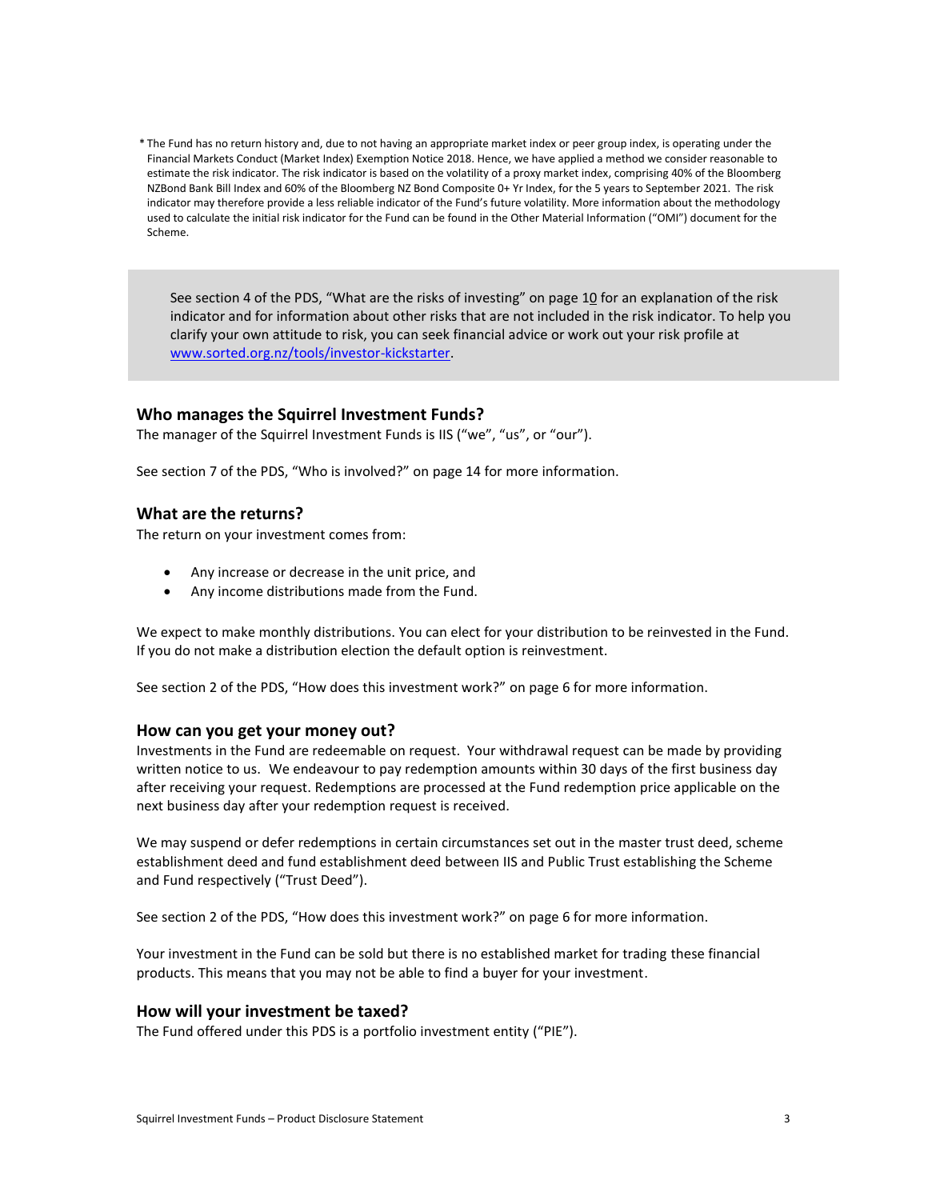\* The Fund has no return history and, due to not having an appropriate market index or peer group index, is operating under the Financial Markets Conduct (Market Index) Exemption Notice 2018. Hence, we have applied a method we consider reasonable to estimate the risk indicator. The risk indicator is based on the volatility of a proxy market index, comprising 40% of the Bloomberg NZBond Bank Bill Index and 60% of the Bloomberg NZ Bond Composite 0+ Yr Index, for the 5 years to September 2021. The risk indicator may therefore provide a less reliable indicator of the Fund's future volatility. More information about the methodology used to calculate the initial risk indicator for the Fund can be found in the Other Material Information ("OMI") document for the Scheme.

> See section 4 of the PDS, "What are the risks of investing" on page 10 for an explanation of the risk indicator and for information about other risks that are not included in the risk indicator. To help you clarify your own attitude to risk, you can seek financial advice or work out your risk profile at [www.sorted.org.nz/tools/investor-kickstarter](www.sorted.org.nz/tools/investor-kickstarter).

## Who manages the Squirrel Investment Funds?

The manager of the Squirrel Investment Funds is IIS ("we", "us", or "our").

See section 7 of the PDS, "Who is involved?" on page 14 for more information.

## What are the returns?

The return on your investment comes from:

- Any increase or decrease in the unit price, and
- Any income distributions made from the Fund.

We expect to make monthly distributions. You can elect for your distribution to be reinvested in the Fund. If you do not make a distribution election the default option is reinvestment.

See section 2 of the PDS, "How does this investment work?" on page 6 for more information.

## How can you get your money out?

Investments in the Fund are redeemable on request. Your withdrawal request can be made by providing written notice to us. We endeavour to pay redemption amounts within 30 days of the first business day after receiving your request. Redemptions are processed at the Fund redemption price applicable on the next business day after your redemption request is received.

We may suspend or defer redemptions in certain circumstances set out in the master trust deed, scheme establishment deed and fund establishment deed between IIS and Public Trust establishing the Scheme and Fund respectively ("Trust Deed").

See section 2 of the PDS, "How does this investment work?" on page 6 for more information.

Your investment in the Fund can be sold but there is no established market for trading these financial products. This means that you may not be able to find a buyer for your investment.

## How will your investment be taxed?

The Fund offered under this PDS is a portfolio investment entity ("PIE").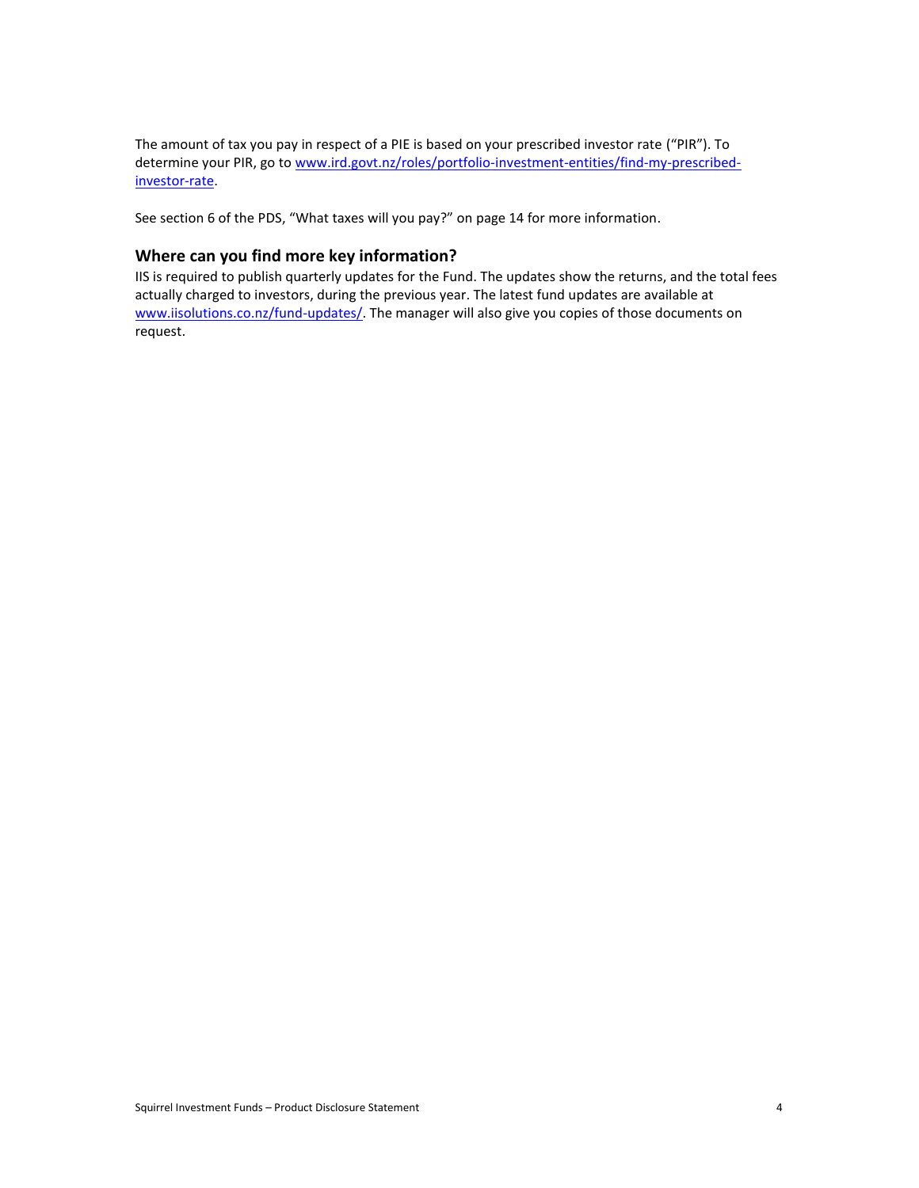The amount of tax you pay in respect of a PIE is based on your prescribed investor rate ("PIR"). To determine your PIR, go to www.ird.govt.nz/roles/portfolio-investment-entities/find-my-prescribed-investor-rate.

See section 6 of the PDS, "What taxes will you pay?" on page 14 for more information.

## Where can you find more key information?

IIS is required to publish quarterly updates for the Fund. The updates show the returns, and the total fees actually charged to investors, during the previous year. The latest fund updates are available at www.iisolutions.co.nz/fund-updates/. The manager will also give you copies of those documents on request.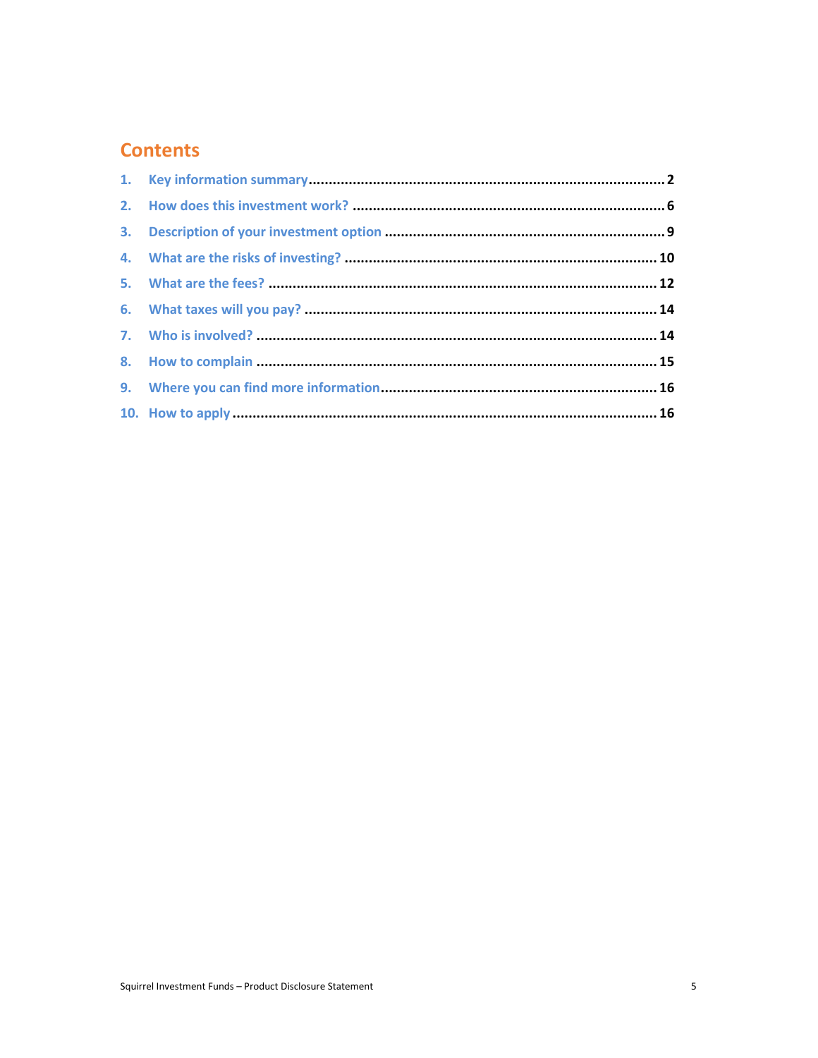## Contents

1. Key information summary.......... 2
2. How does this investment work? .......... 6
3. Description of your investment option .......... 9
4. What are the risks of investing? .......... 10
5. What are the fees? .......... 12
6. What taxes will you pay? .......... 14
7. Who is involved? .......... 14
8. How to complain .......... 15
9. Where you can find more information.......... 16
10. How to apply .......... 16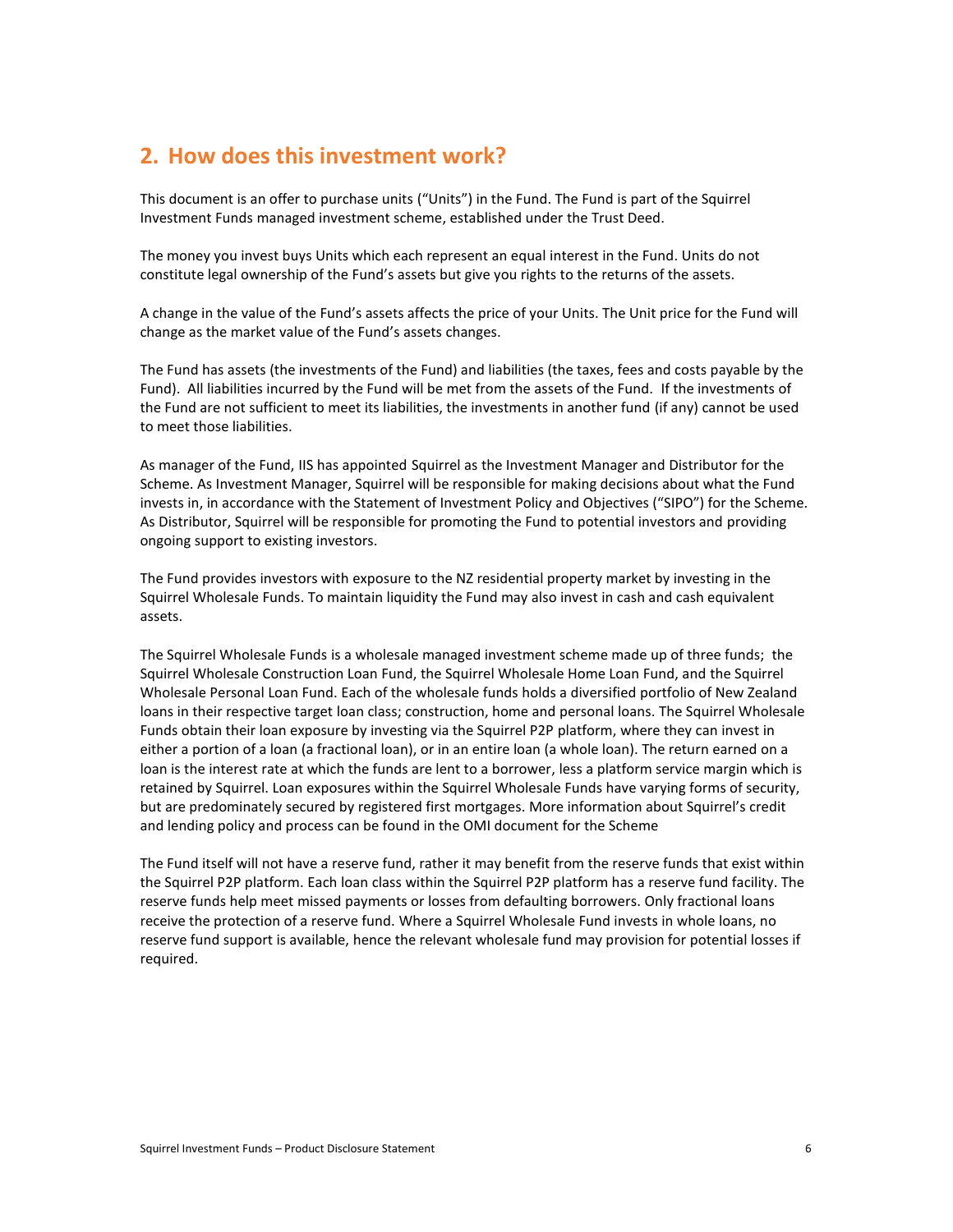## 2. How does this investment work?

This document is an offer to purchase units ("Units") in the Fund. The Fund is part of the Squirrel Investment Funds managed investment scheme, established under the Trust Deed.

The money you invest buys Units which each represent an equal interest in the Fund. Units do not constitute legal ownership of the Fund's assets but give you rights to the returns of the assets.

A change in the value of the Fund's assets affects the price of your Units. The Unit price for the Fund will change as the market value of the Fund's assets changes.

The Fund has assets (the investments of the Fund) and liabilities (the taxes, fees and costs payable by the Fund). All liabilities incurred by the Fund will be met from the assets of the Fund. If the investments of the Fund are not sufficient to meet its liabilities, the investments in another fund (if any) cannot be used to meet those liabilities.

As manager of the Fund, IIS has appointed Squirrel as the Investment Manager and Distributor for the Scheme. As Investment Manager, Squirrel will be responsible for making decisions about what the Fund invests in, in accordance with the Statement of Investment Policy and Objectives ("SIPO") for the Scheme. As Distributor, Squirrel will be responsible for promoting the Fund to potential investors and providing ongoing support to existing investors.

The Fund provides investors with exposure to the NZ residential property market by investing in the Squirrel Wholesale Funds. To maintain liquidity the Fund may also invest in cash and cash equivalent assets.

The Squirrel Wholesale Funds is a wholesale managed investment scheme made up of three funds; the Squirrel Wholesale Construction Loan Fund, the Squirrel Wholesale Home Loan Fund, and the Squirrel Wholesale Personal Loan Fund. Each of the wholesale funds holds a diversified portfolio of New Zealand loans in their respective target loan class; construction, home and personal loans. The Squirrel Wholesale Funds obtain their loan exposure by investing via the Squirrel P2P platform, where they can invest in either a portion of a loan (a fractional loan), or in an entire loan (a whole loan). The return earned on a loan is the interest rate at which the funds are lent to a borrower, less a platform service margin which is retained by Squirrel. Loan exposures within the Squirrel Wholesale Funds have varying forms of security, but are predominately secured by registered first mortgages. More information about Squirrel's credit and lending policy and process can be found in the OMI document for the Scheme

The Fund itself will not have a reserve fund, rather it may benefit from the reserve funds that exist within the Squirrel P2P platform. Each loan class within the Squirrel P2P platform has a reserve fund facility. The reserve funds help meet missed payments or losses from defaulting borrowers. Only fractional loans receive the protection of a reserve fund. Where a Squirrel Wholesale Fund invests in whole loans, no reserve fund support is available, hence the relevant wholesale fund may provision for potential losses if required.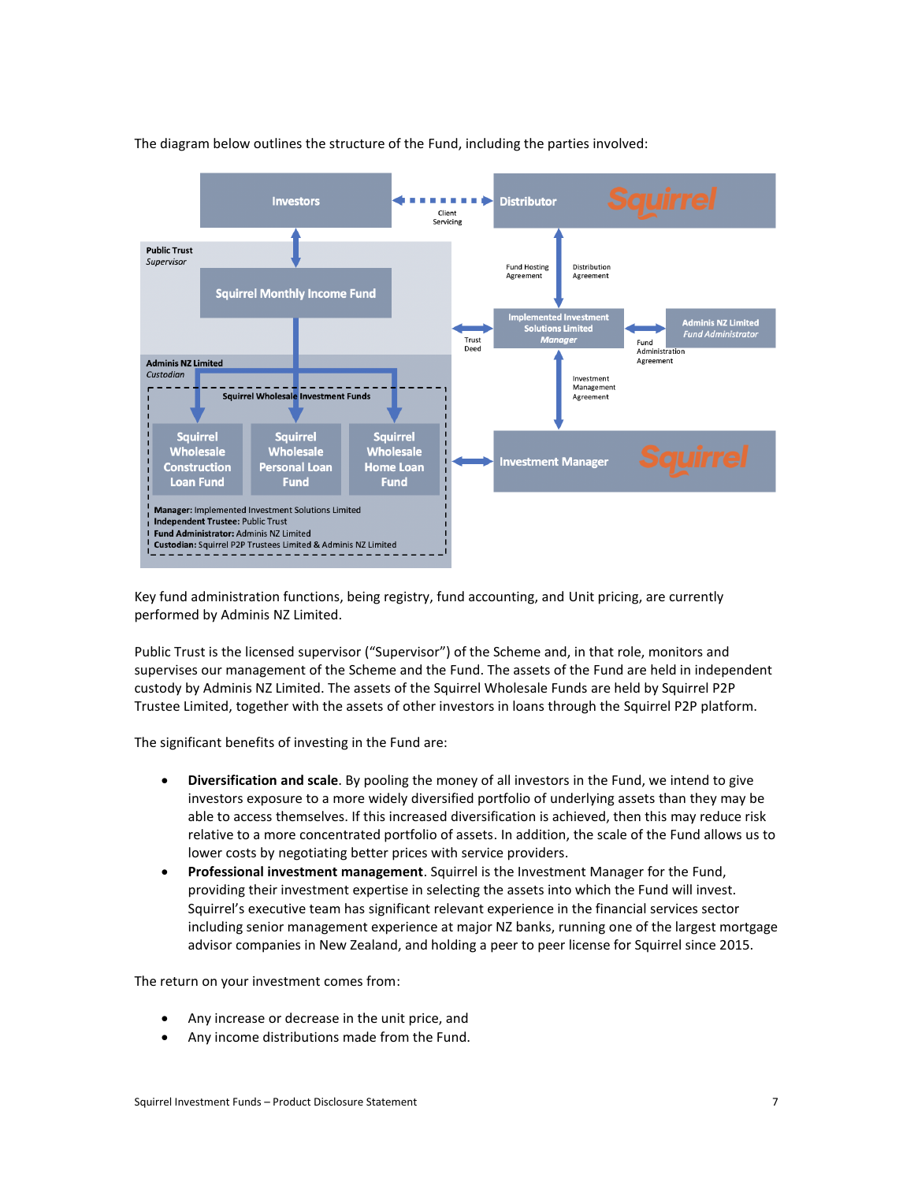The diagram below outlines the structure of the Fund, including the parties involved:

Investors

Client Servicing

Distributor Squirrel

Public Trust
*Supervisor*

Squirrel Monthly Income Fund

Fund Hosting Agreement

Distribution Agreement

Trust Deed

Implemented Investment Solutions Limited
*Manager*

Adminis NZ Limited
*Fund Administrator*

Fund Administration Agreement

Adminis NZ Limited
*Custodian*

Squirrel Wholesale Investment Funds

Investment Management Agreement

Squirrel Wholesale Construction Loan Fund

Squirrel Wholesale Personal Loan Fund

Squirrel Wholesale Home Loan Fund

Investment Manager Squirrel

**Manager:** Implemented Investment Solutions Limited
**Independent Trustee:** Public Trust
**Fund Administrator:** Adminis NZ Limited
**Custodian:** Squirrel P2P Trustees Limited & Adminis NZ Limited

Key fund administration functions, being registry, fund accounting, and Unit pricing, are currently performed by Adminis NZ Limited.

Public Trust is the licensed supervisor ("Supervisor") of the Scheme and, in that role, monitors and supervises our management of the Scheme and the Fund. The assets of the Fund are held in independent custody by Adminis NZ Limited. The assets of the Squirrel Wholesale Funds are held by Squirrel P2P Trustee Limited, together with the assets of other investors in loans through the Squirrel P2P platform.

The significant benefits of investing in the Fund are:

- **Diversification and scale**. By pooling the money of all investors in the Fund, we intend to give investors exposure to a more widely diversified portfolio of underlying assets than they may be able to access themselves. If this increased diversification is achieved, then this may reduce risk relative to a more concentrated portfolio of assets. In addition, the scale of the Fund allows us to lower costs by negotiating better prices with service providers.
- **Professional investment management**. Squirrel is the Investment Manager for the Fund, providing their investment expertise in selecting the assets into which the Fund will invest. Squirrel's executive team has significant relevant experience in the financial services sector including senior management experience at major NZ banks, running one of the largest mortgage advisor companies in New Zealand, and holding a peer to peer license for Squirrel since 2015.

The return on your investment comes from:

- Any increase or decrease in the unit price, and
- Any income distributions made from the Fund.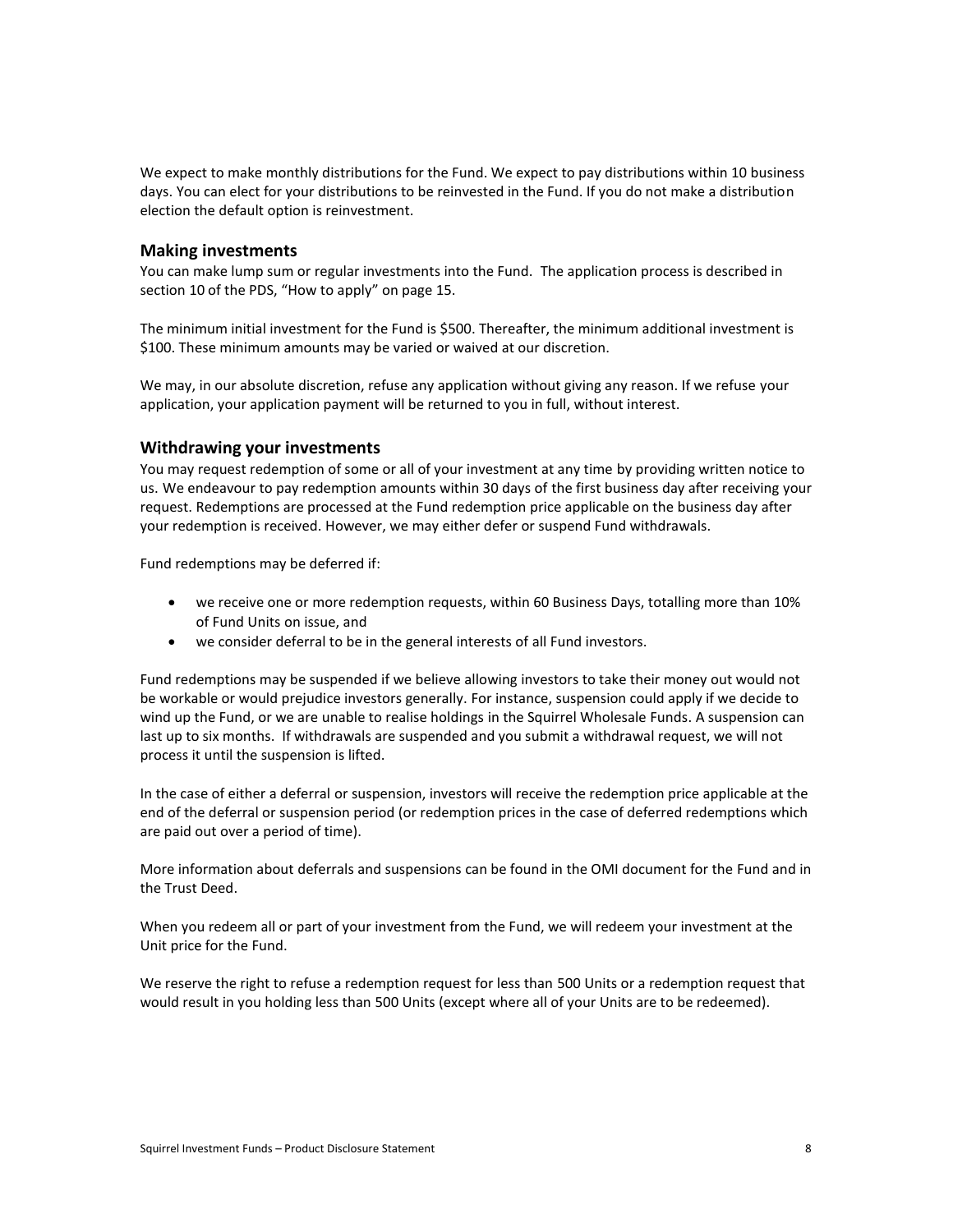We expect to make monthly distributions for the Fund. We expect to pay distributions within 10 business days. You can elect for your distributions to be reinvested in the Fund. If you do not make a distribution election the default option is reinvestment.

### Making investments

You can make lump sum or regular investments into the Fund. The application process is described in section 10 of the PDS, "How to apply" on page 15.

The minimum initial investment for the Fund is $500. Thereafter, the minimum additional investment is $100. These minimum amounts may be varied or waived at our discretion.

We may, in our absolute discretion, refuse any application without giving any reason. If we refuse your application, your application payment will be returned to you in full, without interest.

### Withdrawing your investments

You may request redemption of some or all of your investment at any time by providing written notice to us. We endeavour to pay redemption amounts within 30 days of the first business day after receiving your request. Redemptions are processed at the Fund redemption price applicable on the business day after your redemption is received. However, we may either defer or suspend Fund withdrawals.

Fund redemptions may be deferred if:

- we receive one or more redemption requests, within 60 Business Days, totalling more than 10% of Fund Units on issue, and
- we consider deferral to be in the general interests of all Fund investors.

Fund redemptions may be suspended if we believe allowing investors to take their money out would not be workable or would prejudice investors generally. For instance, suspension could apply if we decide to wind up the Fund, or we are unable to realise holdings in the Squirrel Wholesale Funds. A suspension can last up to six months. If withdrawals are suspended and you submit a withdrawal request, we will not process it until the suspension is lifted.

In the case of either a deferral or suspension, investors will receive the redemption price applicable at the end of the deferral or suspension period (or redemption prices in the case of deferred redemptions which are paid out over a period of time).

More information about deferrals and suspensions can be found in the OMI document for the Fund and in the Trust Deed.

When you redeem all or part of your investment from the Fund, we will redeem your investment at the Unit price for the Fund.

We reserve the right to refuse a redemption request for less than 500 Units or a redemption request that would result in you holding less than 500 Units (except where all of your Units are to be redeemed).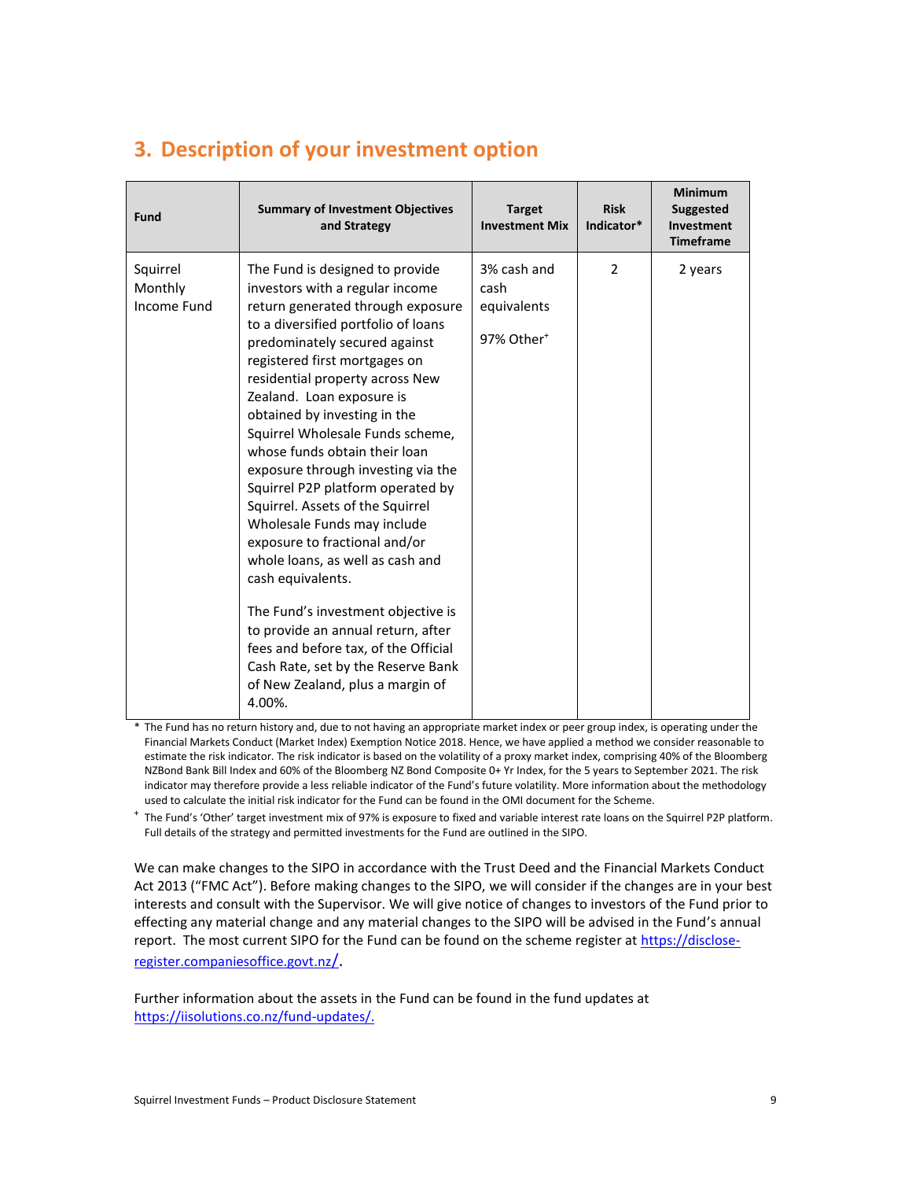## 3. Description of your investment option

| Fund | Summary of Investment Objectives and Strategy | Target Investment Mix | Risk Indicator* | Minimum Suggested Investment Timeframe |
|---|---|---|---|---|
| Squirrel Monthly Income Fund | The Fund is designed to provide investors with a regular income return generated through exposure to a diversified portfolio of loans predominately secured against registered first mortgages on residential property across New Zealand. Loan exposure is obtained by investing in the Squirrel Wholesale Funds scheme, whose funds obtain their loan exposure through investing via the Squirrel P2P platform operated by Squirrel. Assets of the Squirrel Wholesale Funds may include exposure to fractional and/or whole loans, as well as cash and cash equivalents.<br><br>The Fund's investment objective is to provide an annual return, after fees and before tax, of the Official Cash Rate, set by the Reserve Bank of New Zealand, plus a margin of 4.00%. | 3% cash and cash equivalents<br><br>97% Other⁺ | 2 | 2 years |

\* The Fund has no return history and, due to not having an appropriate market index or peer group index, is operating under the Financial Markets Conduct (Market Index) Exemption Notice 2018. Hence, we have applied a method we consider reasonable to estimate the risk indicator. The risk indicator is based on the volatility of a proxy market index, comprising 40% of the Bloomberg NZBond Bank Bill Index and 60% of the Bloomberg NZ Bond Composite 0+ Yr Index, for the 5 years to September 2021. The risk indicator may therefore provide a less reliable indicator of the Fund's future volatility. More information about the methodology used to calculate the initial risk indicator for the Fund can be found in the OMI document for the Scheme.

⁺ The Fund's 'Other' target investment mix of 97% is exposure to fixed and variable interest rate loans on the Squirrel P2P platform. Full details of the strategy and permitted investments for the Fund are outlined in the SIPO.

We can make changes to the SIPO in accordance with the Trust Deed and the Financial Markets Conduct Act 2013 ("FMC Act"). Before making changes to the SIPO, we will consider if the changes are in your best interests and consult with the Supervisor. We will give notice of changes to investors of the Fund prior to effecting any material change and any material changes to the SIPO will be advised in the Fund's annual report. The most current SIPO for the Fund can be found on the scheme register at https://disclose-register.companiesoffice.govt.nz/.

Further information about the assets in the Fund can be found in the fund updates at https://iisolutions.co.nz/fund-updates/.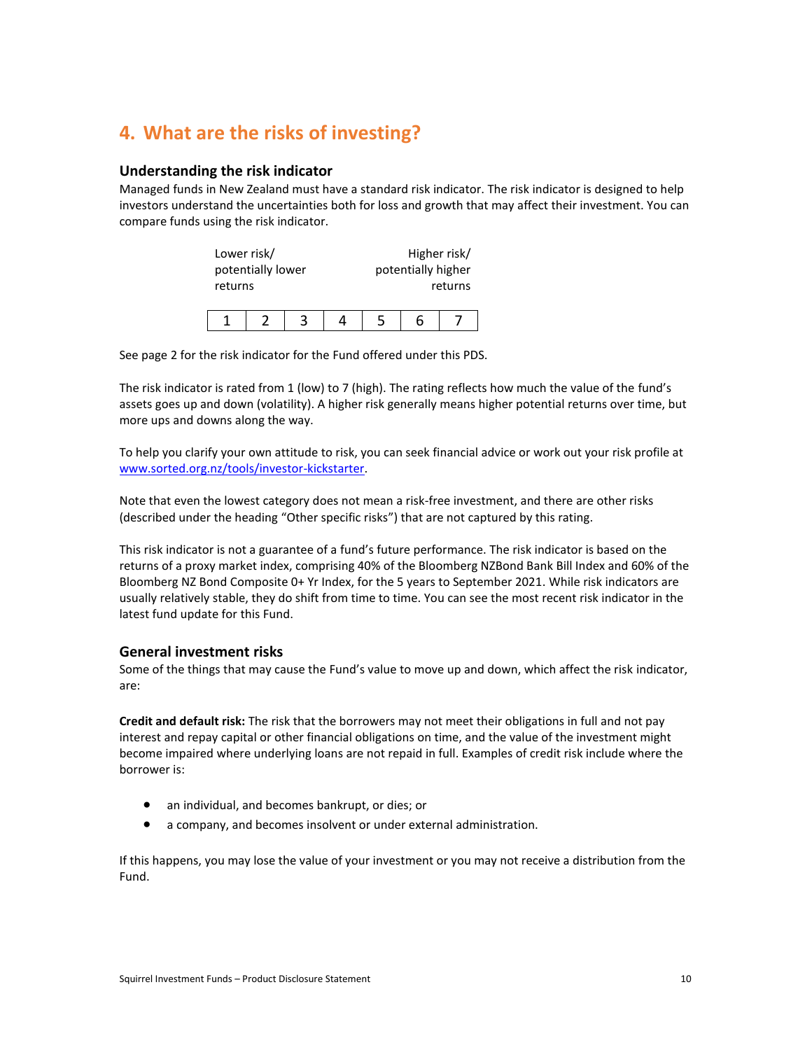## 4. What are the risks of investing?

### Understanding the risk indicator

Managed funds in New Zealand must have a standard risk indicator. The risk indicator is designed to help investors understand the uncertainties both for loss and growth that may affect their investment. You can compare funds using the risk indicator.

Lower risk/ potentially lower returns — Higher risk/ potentially higher returns

| 1 | 2 | 3 | 4 | 5 | 6 | 7 |
|---|---|---|---|---|---|---|

See page 2 for the risk indicator for the Fund offered under this PDS.

The risk indicator is rated from 1 (low) to 7 (high). The rating reflects how much the value of the fund's assets goes up and down (volatility). A higher risk generally means higher potential returns over time, but more ups and downs along the way.

To help you clarify your own attitude to risk, you can seek financial advice or work out your risk profile at [www.sorted.org.nz/tools/investor-kickstarter](www.sorted.org.nz/tools/investor-kickstarter).

Note that even the lowest category does not mean a risk-free investment, and there are other risks (described under the heading "Other specific risks") that are not captured by this rating.

This risk indicator is not a guarantee of a fund's future performance. The risk indicator is based on the returns of a proxy market index, comprising 40% of the Bloomberg NZBond Bank Bill Index and 60% of the Bloomberg NZ Bond Composite 0+ Yr Index, for the 5 years to September 2021. While risk indicators are usually relatively stable, they do shift from time to time. You can see the most recent risk indicator in the latest fund update for this Fund.

### General investment risks

Some of the things that may cause the Fund's value to move up and down, which affect the risk indicator, are:

**Credit and default risk:** The risk that the borrowers may not meet their obligations in full and not pay interest and repay capital or other financial obligations on time, and the value of the investment might become impaired where underlying loans are not repaid in full. Examples of credit risk include where the borrower is:

- an individual, and becomes bankrupt, or dies; or
- a company, and becomes insolvent or under external administration.

If this happens, you may lose the value of your investment or you may not receive a distribution from the Fund.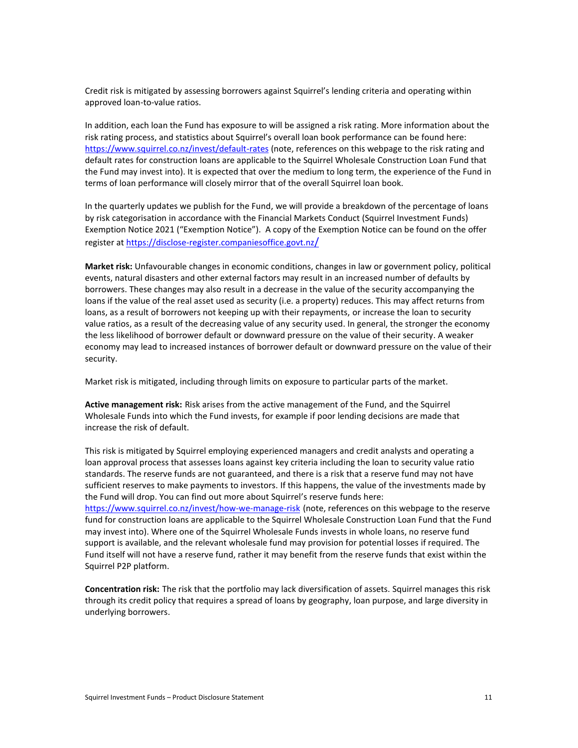Credit risk is mitigated by assessing borrowers against Squirrel's lending criteria and operating within approved loan-to-value ratios.

In addition, each loan the Fund has exposure to will be assigned a risk rating. More information about the risk rating process, and statistics about Squirrel's overall loan book performance can be found here: https://www.squirrel.co.nz/invest/default-rates (note, references on this webpage to the risk rating and default rates for construction loans are applicable to the Squirrel Wholesale Construction Loan Fund that the Fund may invest into). It is expected that over the medium to long term, the experience of the Fund in terms of loan performance will closely mirror that of the overall Squirrel loan book.

In the quarterly updates we publish for the Fund, we will provide a breakdown of the percentage of loans by risk categorisation in accordance with the Financial Markets Conduct (Squirrel Investment Funds) Exemption Notice 2021 ("Exemption Notice"). A copy of the Exemption Notice can be found on the offer register at https://disclose-register.companiesoffice.govt.nz/

**Market risk:** Unfavourable changes in economic conditions, changes in law or government policy, political events, natural disasters and other external factors may result in an increased number of defaults by borrowers. These changes may also result in a decrease in the value of the security accompanying the loans if the value of the real asset used as security (i.e. a property) reduces. This may affect returns from loans, as a result of borrowers not keeping up with their repayments, or increase the loan to security value ratios, as a result of the decreasing value of any security used. In general, the stronger the economy the less likelihood of borrower default or downward pressure on the value of their security. A weaker economy may lead to increased instances of borrower default or downward pressure on the value of their security.

Market risk is mitigated, including through limits on exposure to particular parts of the market.

**Active management risk:** Risk arises from the active management of the Fund, and the Squirrel Wholesale Funds into which the Fund invests, for example if poor lending decisions are made that increase the risk of default.

This risk is mitigated by Squirrel employing experienced managers and credit analysts and operating a loan approval process that assesses loans against key criteria including the loan to security value ratio standards. The reserve funds are not guaranteed, and there is a risk that a reserve fund may not have sufficient reserves to make payments to investors. If this happens, the value of the investments made by the Fund will drop. You can find out more about Squirrel's reserve funds here: https://www.squirrel.co.nz/invest/how-we-manage-risk (note, references on this webpage to the reserve fund for construction loans are applicable to the Squirrel Wholesale Construction Loan Fund that the Fund may invest into). Where one of the Squirrel Wholesale Funds invests in whole loans, no reserve fund support is available, and the relevant wholesale fund may provision for potential losses if required. The Fund itself will not have a reserve fund, rather it may benefit from the reserve funds that exist within the Squirrel P2P platform.

**Concentration risk:** The risk that the portfolio may lack diversification of assets. Squirrel manages this risk through its credit policy that requires a spread of loans by geography, loan purpose, and large diversity in underlying borrowers.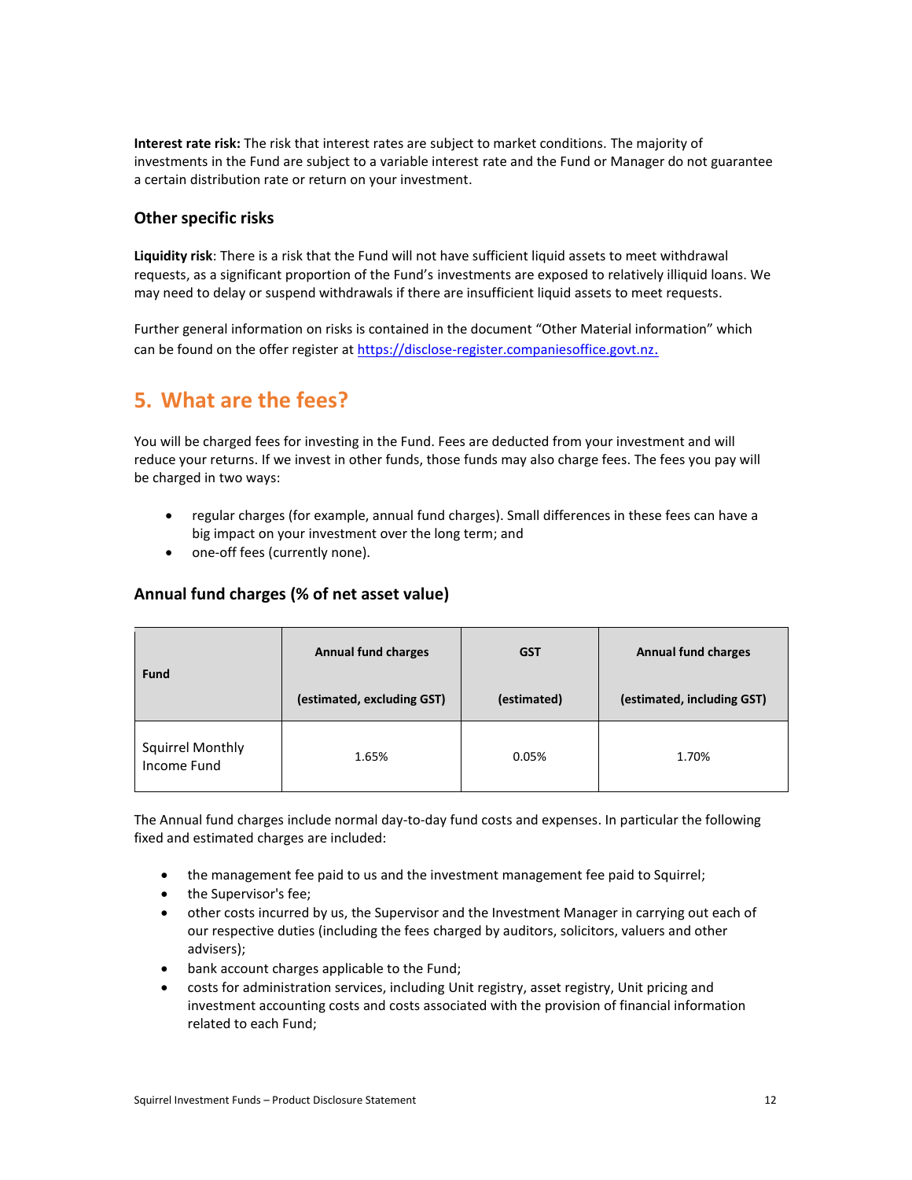**Interest rate risk:** The risk that interest rates are subject to market conditions. The majority of investments in the Fund are subject to a variable interest rate and the Fund or Manager do not guarantee a certain distribution rate or return on your investment.

### Other specific risks

**Liquidity risk**: There is a risk that the Fund will not have sufficient liquid assets to meet withdrawal requests, as a significant proportion of the Fund's investments are exposed to relatively illiquid loans. We may need to delay or suspend withdrawals if there are insufficient liquid assets to meet requests.

Further general information on risks is contained in the document "Other Material information" which can be found on the offer register at https://disclose-register.companiesoffice.govt.nz.

## 5. What are the fees?

You will be charged fees for investing in the Fund. Fees are deducted from your investment and will reduce your returns. If we invest in other funds, those funds may also charge fees. The fees you pay will be charged in two ways:

- regular charges (for example, annual fund charges). Small differences in these fees can have a big impact on your investment over the long term; and
- one-off fees (currently none).

### Annual fund charges (% of net asset value)

| Fund | Annual fund charges (estimated, excluding GST) | GST (estimated) | Annual fund charges (estimated, including GST) |
|---|---|---|---|
| Squirrel Monthly Income Fund | 1.65% | 0.05% | 1.70% |

The Annual fund charges include normal day-to-day fund costs and expenses. In particular the following fixed and estimated charges are included:

- the management fee paid to us and the investment management fee paid to Squirrel;
- the Supervisor's fee;
- other costs incurred by us, the Supervisor and the Investment Manager in carrying out each of our respective duties (including the fees charged by auditors, solicitors, valuers and other advisers);
- bank account charges applicable to the Fund;
- costs for administration services, including Unit registry, asset registry, Unit pricing and investment accounting costs and costs associated with the provision of financial information related to each Fund;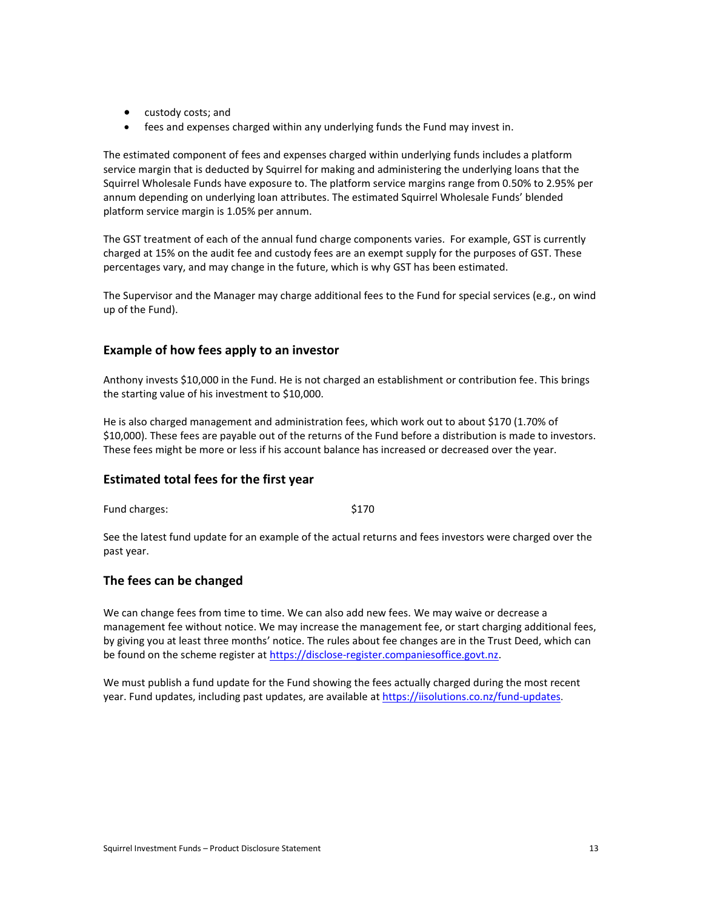- custody costs; and
- fees and expenses charged within any underlying funds the Fund may invest in.

The estimated component of fees and expenses charged within underlying funds includes a platform service margin that is deducted by Squirrel for making and administering the underlying loans that the Squirrel Wholesale Funds have exposure to. The platform service margins range from 0.50% to 2.95% per annum depending on underlying loan attributes. The estimated Squirrel Wholesale Funds' blended platform service margin is 1.05% per annum.

The GST treatment of each of the annual fund charge components varies. For example, GST is currently charged at 15% on the audit fee and custody fees are an exempt supply for the purposes of GST. These percentages vary, and may change in the future, which is why GST has been estimated.

The Supervisor and the Manager may charge additional fees to the Fund for special services (e.g., on wind up of the Fund).

## Example of how fees apply to an investor

Anthony invests $10,000 in the Fund. He is not charged an establishment or contribution fee. This brings the starting value of his investment to $10,000.

He is also charged management and administration fees, which work out to about $170 (1.70% of $10,000). These fees are payable out of the returns of the Fund before a distribution is made to investors. These fees might be more or less if his account balance has increased or decreased over the year.

## Estimated total fees for the first year

Fund charges: $170

See the latest fund update for an example of the actual returns and fees investors were charged over the past year.

## The fees can be changed

We can change fees from time to time. We can also add new fees. We may waive or decrease a management fee without notice. We may increase the management fee, or start charging additional fees, by giving you at least three months' notice. The rules about fee changes are in the Trust Deed, which can be found on the scheme register at https://disclose-register.companiesoffice.govt.nz.

We must publish a fund update for the Fund showing the fees actually charged during the most recent year. Fund updates, including past updates, are available at https://iisolutions.co.nz/fund-updates.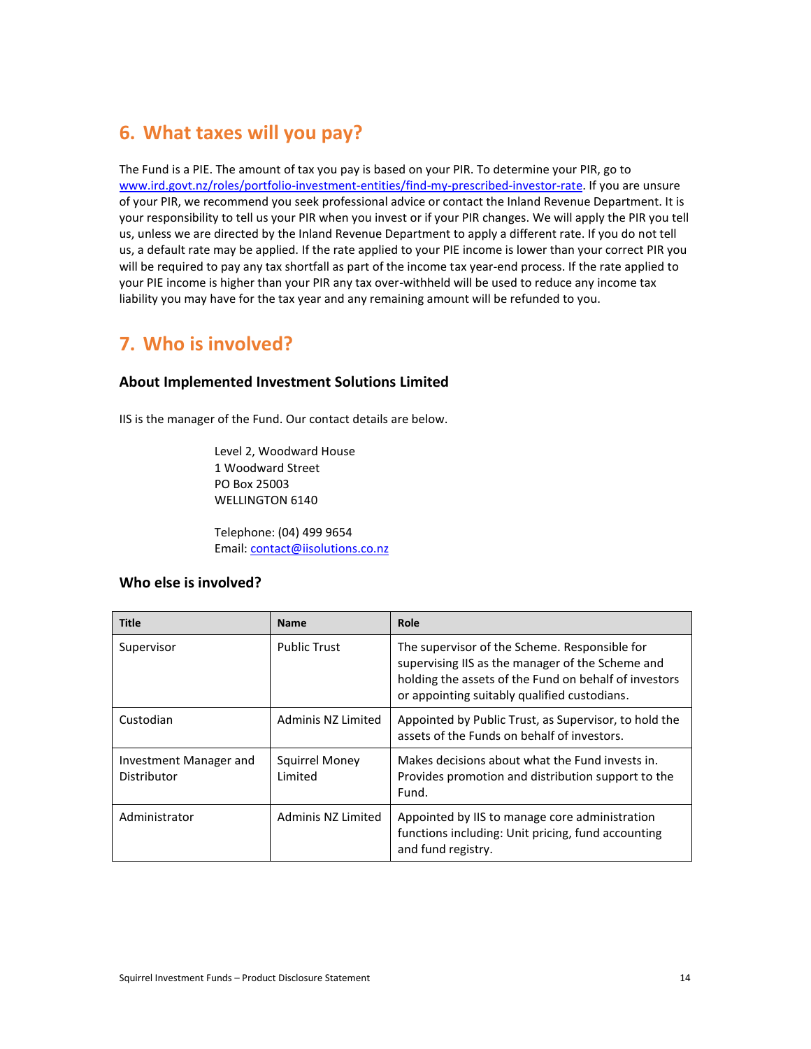## 6. What taxes will you pay?

The Fund is a PIE. The amount of tax you pay is based on your PIR. To determine your PIR, go to www.ird.govt.nz/roles/portfolio-investment-entities/find-my-prescribed-investor-rate. If you are unsure of your PIR, we recommend you seek professional advice or contact the Inland Revenue Department. It is your responsibility to tell us your PIR when you invest or if your PIR changes. We will apply the PIR you tell us, unless we are directed by the Inland Revenue Department to apply a different rate. If you do not tell us, a default rate may be applied. If the rate applied to your PIE income is lower than your correct PIR you will be required to pay any tax shortfall as part of the income tax year-end process. If the rate applied to your PIE income is higher than your PIR any tax over-withheld will be used to reduce any income tax liability you may have for the tax year and any remaining amount will be refunded to you.

## 7. Who is involved?

### About Implemented Investment Solutions Limited

IIS is the manager of the Fund. Our contact details are below.

Level 2, Woodward House
1 Woodward Street
PO Box 25003
WELLINGTON 6140

Telephone: (04) 499 9654
Email: contact@iisolutions.co.nz

### Who else is involved?

| Title | Name | Role |
|---|---|---|
| Supervisor | Public Trust | The supervisor of the Scheme. Responsible for supervising IIS as the manager of the Scheme and holding the assets of the Fund on behalf of investors or appointing suitably qualified custodians. |
| Custodian | Adminis NZ Limited | Appointed by Public Trust, as Supervisor, to hold the assets of the Funds on behalf of investors. |
| Investment Manager and Distributor | Squirrel Money Limited | Makes decisions about what the Fund invests in. Provides promotion and distribution support to the Fund. |
| Administrator | Adminis NZ Limited | Appointed by IIS to manage core administration functions including: Unit pricing, fund accounting and fund registry. |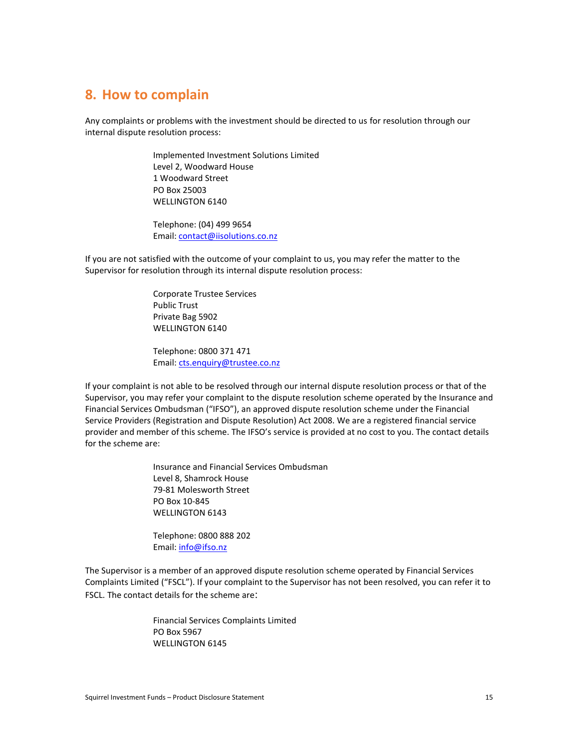## 8. How to complain

Any complaints or problems with the investment should be directed to us for resolution through our internal dispute resolution process:

Implemented Investment Solutions Limited
Level 2, Woodward House
1 Woodward Street
PO Box 25003
WELLINGTON 6140

Telephone: (04) 499 9654
Email: contact@iisolutions.co.nz

If you are not satisfied with the outcome of your complaint to us, you may refer the matter to the Supervisor for resolution through its internal dispute resolution process:

Corporate Trustee Services
Public Trust
Private Bag 5902
WELLINGTON 6140

Telephone: 0800 371 471
Email: cts.enquiry@trustee.co.nz

If your complaint is not able to be resolved through our internal dispute resolution process or that of the Supervisor, you may refer your complaint to the dispute resolution scheme operated by the Insurance and Financial Services Ombudsman ("IFSO"), an approved dispute resolution scheme under the Financial Service Providers (Registration and Dispute Resolution) Act 2008. We are a registered financial service provider and member of this scheme. The IFSO's service is provided at no cost to you. The contact details for the scheme are:

Insurance and Financial Services Ombudsman
Level 8, Shamrock House
79-81 Molesworth Street
PO Box 10-845
WELLINGTON 6143

Telephone: 0800 888 202
Email: info@ifso.nz

The Supervisor is a member of an approved dispute resolution scheme operated by Financial Services Complaints Limited ("FSCL"). If your complaint to the Supervisor has not been resolved, you can refer it to FSCL. The contact details for the scheme are:

Financial Services Complaints Limited
PO Box 5967
WELLINGTON 6145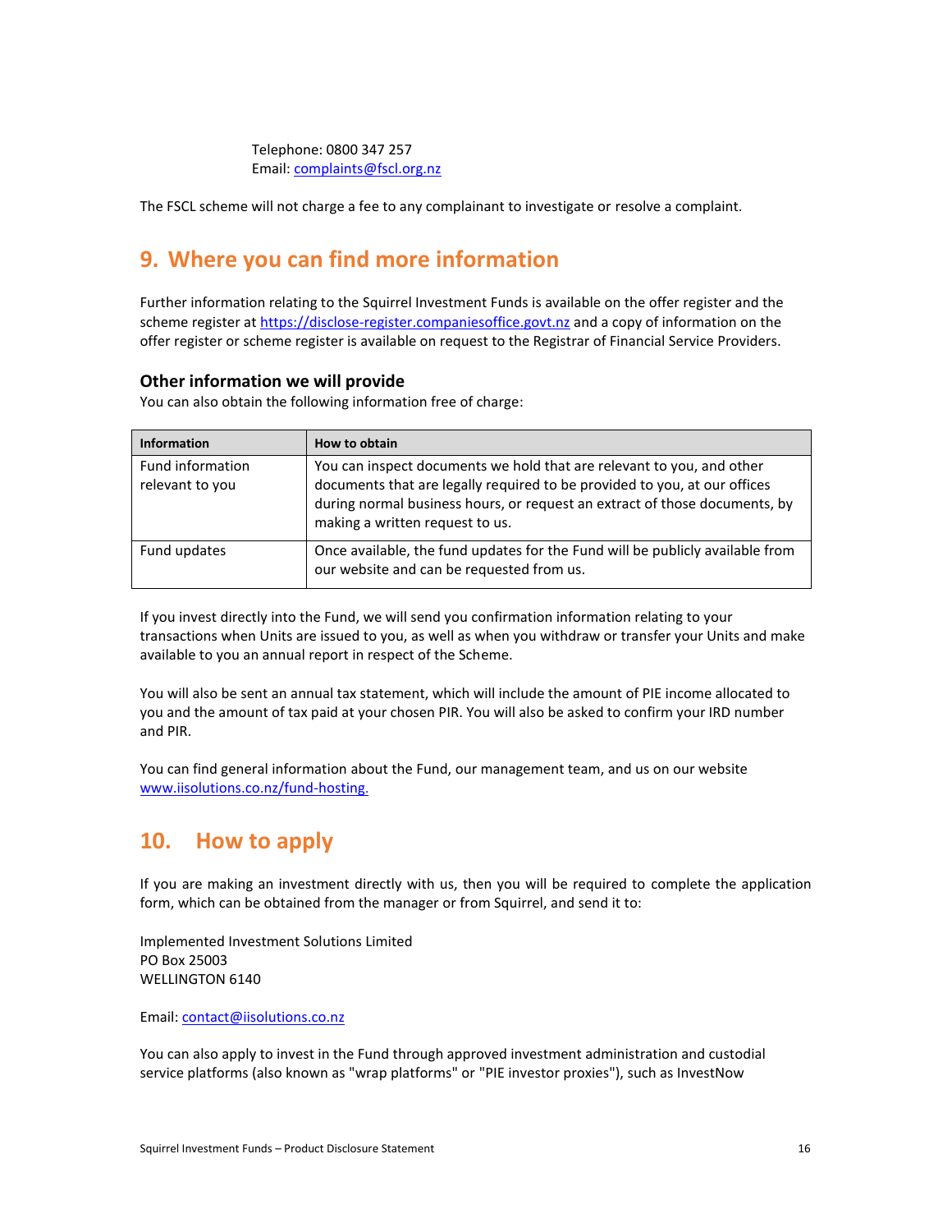Telephone: 0800 347 257
Email: complaints@fscl.org.nz

The FSCL scheme will not charge a fee to any complainant to investigate or resolve a complaint.

## 9. Where you can find more information

Further information relating to the Squirrel Investment Funds is available on the offer register and the scheme register at https://disclose-register.companiesoffice.govt.nz and a copy of information on the offer register or scheme register is available on request to the Registrar of Financial Service Providers.

### Other information we will provide

You can also obtain the following information free of charge:

| Information | How to obtain |
| --- | --- |
| Fund information relevant to you | You can inspect documents we hold that are relevant to you, and other documents that are legally required to be provided to you, at our offices during normal business hours, or request an extract of those documents, by making a written request to us. |
| Fund updates | Once available, the fund updates for the Fund will be publicly available from our website and can be requested from us. |

If you invest directly into the Fund, we will send you confirmation information relating to your transactions when Units are issued to you, as well as when you withdraw or transfer your Units and make available to you an annual report in respect of the Scheme.

You will also be sent an annual tax statement, which will include the amount of PIE income allocated to you and the amount of tax paid at your chosen PIR. You will also be asked to confirm your IRD number and PIR.

You can find general information about the Fund, our management team, and us on our website www.iisolutions.co.nz/fund-hosting.

## 10. How to apply

If you are making an investment directly with us, then you will be required to complete the application form, which can be obtained from the manager or from Squirrel, and send it to:

Implemented Investment Solutions Limited
PO Box 25003
WELLINGTON 6140

Email: contact@iisolutions.co.nz

You can also apply to invest in the Fund through approved investment administration and custodial service platforms (also known as "wrap platforms" or "PIE investor proxies"), such as InvestNow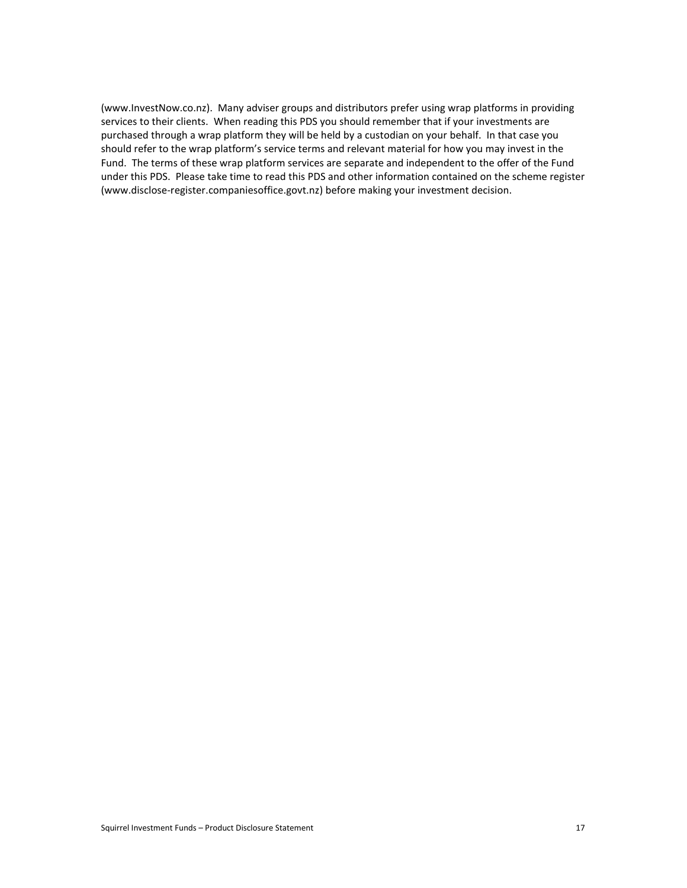(www.InvestNow.co.nz). Many adviser groups and distributors prefer using wrap platforms in providing services to their clients. When reading this PDS you should remember that if your investments are purchased through a wrap platform they will be held by a custodian on your behalf. In that case you should refer to the wrap platform's service terms and relevant material for how you may invest in the Fund. The terms of these wrap platform services are separate and independent to the offer of the Fund under this PDS. Please take time to read this PDS and other information contained on the scheme register (www.disclose-register.companiesoffice.govt.nz) before making your investment decision.